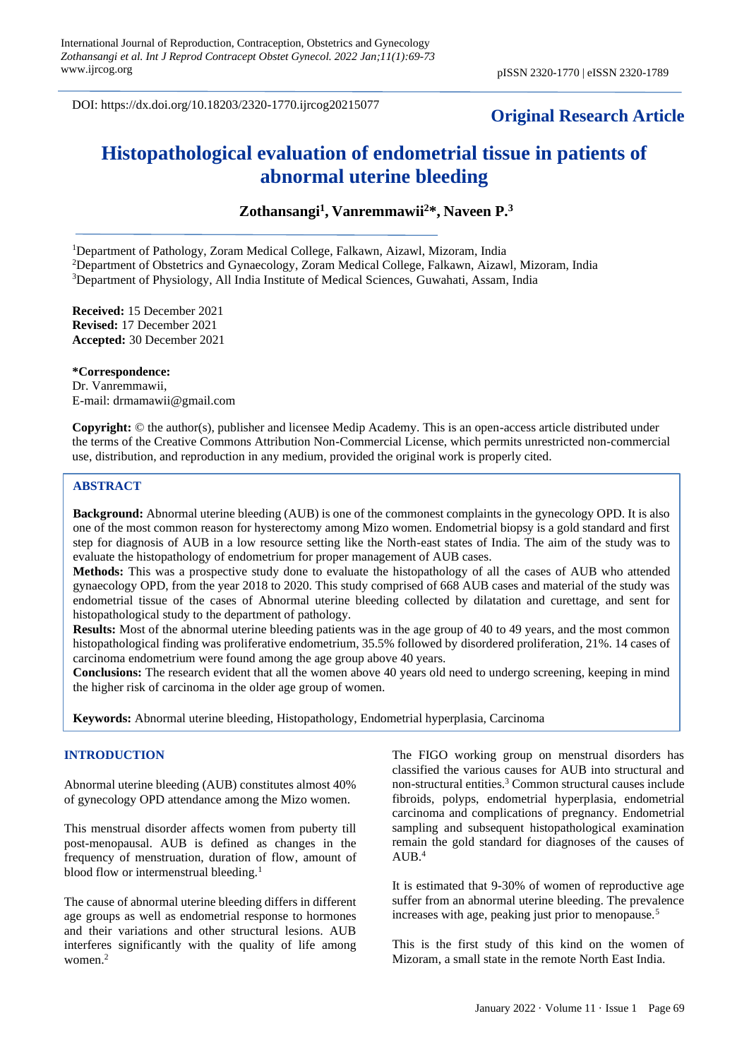DOI: https://dx.doi.org/10.18203/2320-1770.ijrcog20215077

**Original Research Article**

# Histopathological evaluation of endometrial tissue in patients of abnormal uterine bleeding

**Zothansangi[1], Vanremmawii[2]*, Naveen P.[3]**

[1]Department of Pathology, Zoram Medical College, Falkawn, Aizawl, Mizoram, India
[2]Department of Obstetrics and Gynaecology, Zoram Medical College, Falkawn, Aizawl, Mizoram, India
[3]Department of Physiology, All India Institute of Medical Sciences, Guwahati, Assam, India

**Received:** 15 December 2021
**Revised:** 17 December 2021
**Accepted:** 30 December 2021

***Correspondence:**
Dr. Vanremmawii,
E-mail: drmamawii@gmail.com

**Copyright:** © the author(s), publisher and licensee Medip Academy. This is an open-access article distributed under the terms of the Creative Commons Attribution Non-Commercial License, which permits unrestricted non-commercial use, distribution, and reproduction in any medium, provided the original work is properly cited.

## ABSTRACT

**Background:** Abnormal uterine bleeding (AUB) is one of the commonest complaints in the gynecology OPD. It is also one of the most common reason for hysterectomy among Mizo women. Endometrial biopsy is a gold standard and first step for diagnosis of AUB in a low resource setting like the North-east states of India. The aim of the study was to evaluate the histopathology of endometrium for proper management of AUB cases.

**Methods:** This was a prospective study done to evaluate the histopathology of all the cases of AUB who attended gynaecology OPD, from the year 2018 to 2020. This study comprised of 668 AUB cases and material of the study was endometrial tissue of the cases of Abnormal uterine bleeding collected by dilatation and curettage, and sent for histopathological study to the department of pathology.

**Results:** Most of the abnormal uterine bleeding patients was in the age group of 40 to 49 years, and the most common histopathological finding was proliferative endometrium, 35.5% followed by disordered proliferation, 21%. 14 cases of carcinoma endometrium were found among the age group above 40 years.

**Conclusions:** The research evident that all the women above 40 years old need to undergo screening, keeping in mind the higher risk of carcinoma in the older age group of women.

**Keywords:** Abnormal uterine bleeding, Histopathology, Endometrial hyperplasia, Carcinoma

## INTRODUCTION

Abnormal uterine bleeding (AUB) constitutes almost 40% of gynecology OPD attendance among the Mizo women.

This menstrual disorder affects women from puberty till post-menopausal. AUB is defined as changes in the frequency of menstruation, duration of flow, amount of blood flow or intermenstrual bleeding.[1]

The cause of abnormal uterine bleeding differs in different age groups as well as endometrial response to hormones and their variations and other structural lesions. AUB interferes significantly with the quality of life among women.[2]

The FIGO working group on menstrual disorders has classified the various causes for AUB into structural and non-structural entities.[3] Common structural causes include fibroids, polyps, endometrial hyperplasia, endometrial carcinoma and complications of pregnancy. Endometrial sampling and subsequent histopathological examination remain the gold standard for diagnoses of the causes of AUB.[4]

It is estimated that 9-30% of women of reproductive age suffer from an abnormal uterine bleeding. The prevalence increases with age, peaking just prior to menopause.[5]

This is the first study of this kind on the women of Mizoram, a small state in the remote North East India.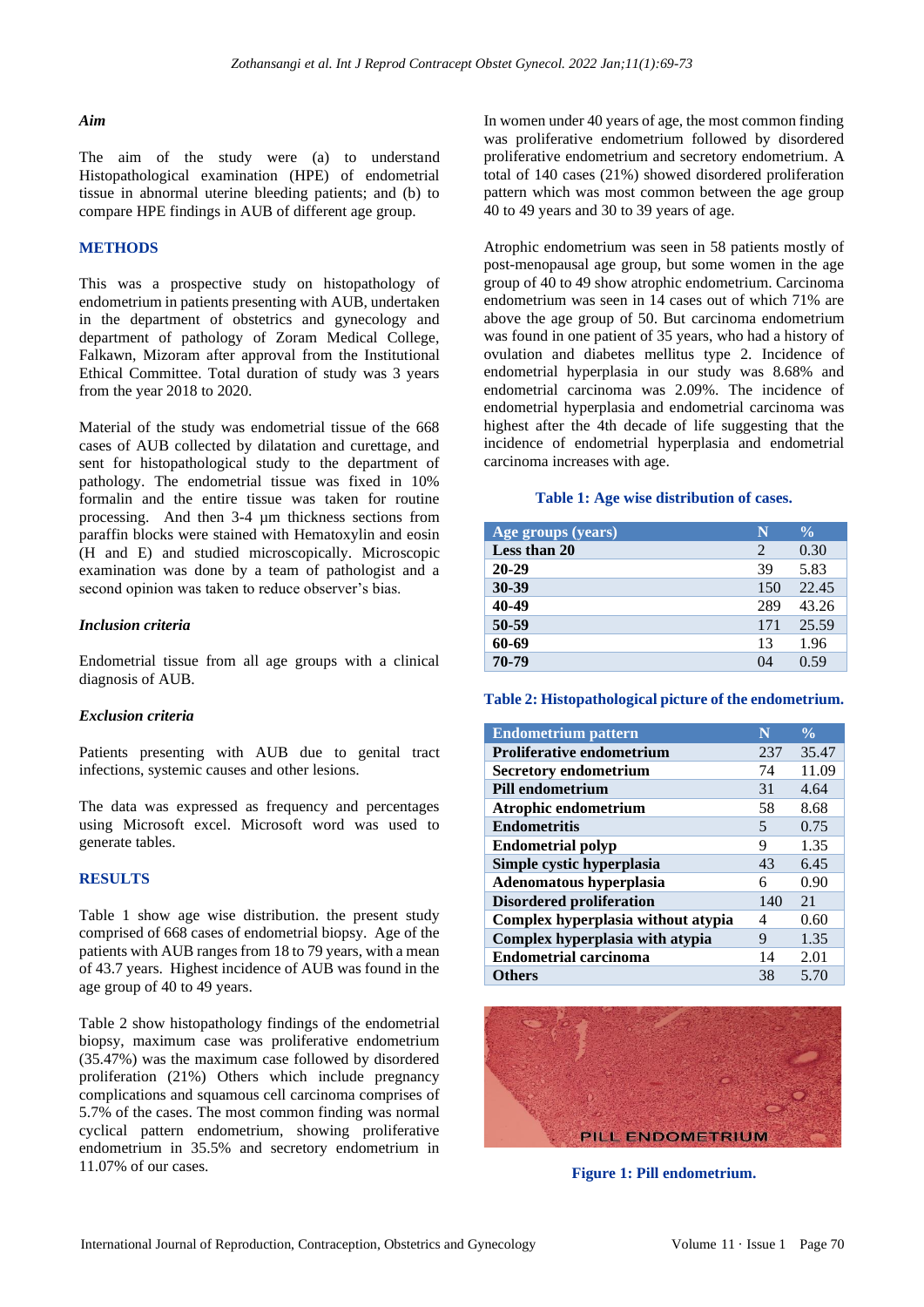### Aim

The aim of the study were (a) to understand Histopathological examination (HPE) of endometrial tissue in abnormal uterine bleeding patients; and (b) to compare HPE findings in AUB of different age group.

## METHODS

This was a prospective study on histopathology of endometrium in patients presenting with AUB, undertaken in the department of obstetrics and gynecology and department of pathology of Zoram Medical College, Falkawn, Mizoram after approval from the Institutional Ethical Committee. Total duration of study was 3 years from the year 2018 to 2020.

Material of the study was endometrial tissue of the 668 cases of AUB collected by dilatation and curettage, and sent for histopathological study to the department of pathology. The endometrial tissue was fixed in 10% formalin and the entire tissue was taken for routine processing. And then 3-4 µm thickness sections from paraffin blocks were stained with Hematoxylin and eosin (H and E) and studied microscopically. Microscopic examination was done by a team of pathologist and a second opinion was taken to reduce observer's bias.

### Inclusion criteria

Endometrial tissue from all age groups with a clinical diagnosis of AUB.

### Exclusion criteria

Patients presenting with AUB due to genital tract infections, systemic causes and other lesions.

The data was expressed as frequency and percentages using Microsoft excel. Microsoft word was used to generate tables.

## RESULTS

Table 1 show age wise distribution. the present study comprised of 668 cases of endometrial biopsy. Age of the patients with AUB ranges from 18 to 79 years, with a mean of 43.7 years. Highest incidence of AUB was found in the age group of 40 to 49 years.

Table 2 show histopathology findings of the endometrial biopsy, maximum case was proliferative endometrium (35.47%) was the maximum case followed by disordered proliferation (21%) Others which include pregnancy complications and squamous cell carcinoma comprises of 5.7% of the cases. The most common finding was normal cyclical pattern endometrium, showing proliferative endometrium in 35.5% and secretory endometrium in 11.07% of our cases.

In women under 40 years of age, the most common finding was proliferative endometrium followed by disordered proliferative endometrium and secretory endometrium. A total of 140 cases (21%) showed disordered proliferation pattern which was most common between the age group 40 to 49 years and 30 to 39 years of age.

Atrophic endometrium was seen in 58 patients mostly of post-menopausal age group, but some women in the age group of 40 to 49 show atrophic endometrium. Carcinoma endometrium was seen in 14 cases out of which 71% are above the age group of 50. But carcinoma endometrium was found in one patient of 35 years, who had a history of ovulation and diabetes mellitus type 2. Incidence of endometrial hyperplasia in our study was 8.68% and endometrial carcinoma was 2.09%. The incidence of endometrial hyperplasia and endometrial carcinoma was highest after the 4th decade of life suggesting that the incidence of endometrial hyperplasia and endometrial carcinoma increases with age.

**Table 1: Age wise distribution of cases.**

| Age groups (years) | N | % |
|---|---|---|
| Less than 20 | 2 | 0.30 |
| 20-29 | 39 | 5.83 |
| 30-39 | 150 | 22.45 |
| 40-49 | 289 | 43.26 |
| 50-59 | 171 | 25.59 |
| 60-69 | 13 | 1.96 |
| 70-79 | 04 | 0.59 |

**Table 2: Histopathological picture of the endometrium.**

| Endometrium pattern | N | % |
|---|---|---|
| Proliferative endometrium | 237 | 35.47 |
| Secretory endometrium | 74 | 11.09 |
| Pill endometrium | 31 | 4.64 |
| Atrophic endometrium | 58 | 8.68 |
| Endometritis | 5 | 0.75 |
| Endometrial polyp | 9 | 1.35 |
| Simple cystic hyperplasia | 43 | 6.45 |
| Adenomatous hyperplasia | 6 | 0.90 |
| Disordered proliferation | 140 | 21 |
| Complex hyperplasia without atypia | 4 | 0.60 |
| Complex hyperplasia with atypia | 9 | 1.35 |
| Endometrial carcinoma | 14 | 2.01 |
| Others | 38 | 5.70 |

**Figure 1: Pill endometrium.**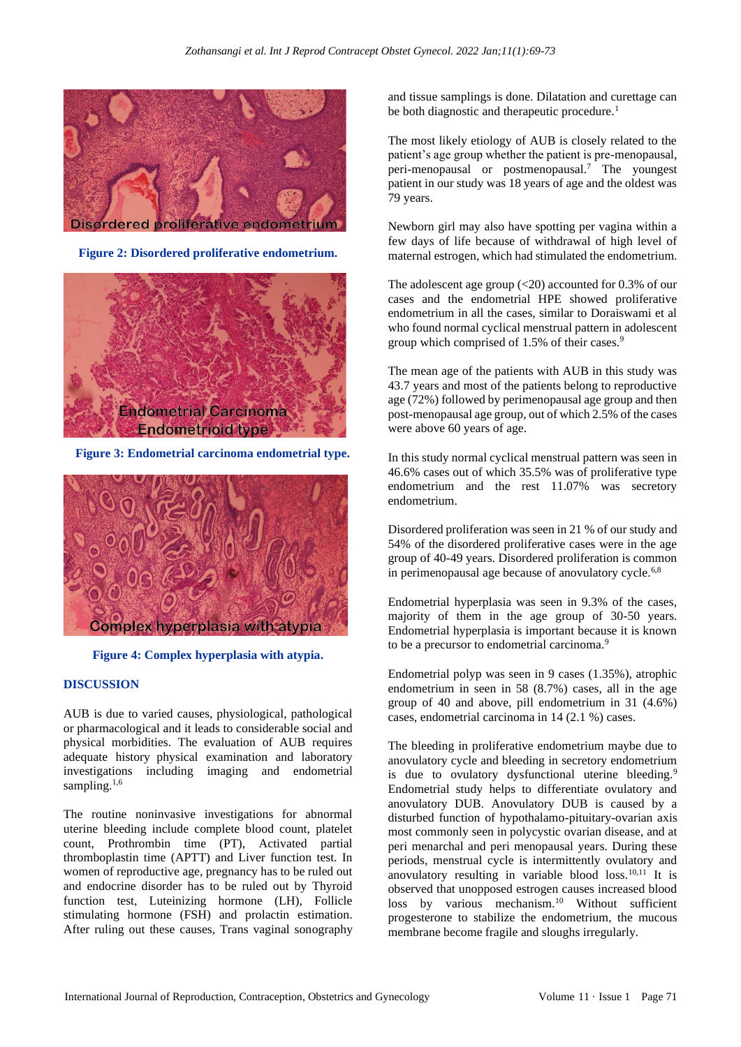Figure 2: Disordered proliferative endometrium.

Figure 3: Endometrial carcinoma endometrial type.

Figure 4: Complex hyperplasia with atypia.

## DISCUSSION

AUB is due to varied causes, physiological, pathological or pharmacological and it leads to considerable social and physical morbidities. The evaluation of AUB requires adequate history physical examination and laboratory investigations including imaging and endometrial sampling.[1,6]

The routine noninvasive investigations for abnormal uterine bleeding include complete blood count, platelet count, Prothrombin time (PT), Activated partial thromboplastin time (APTT) and Liver function test. In women of reproductive age, pregnancy has to be ruled out and endocrine disorder has to be ruled out by Thyroid function test, Luteinizing hormone (LH), Follicle stimulating hormone (FSH) and prolactin estimation. After ruling out these causes, Trans vaginal sonography and tissue samplings is done. Dilatation and curettage can be both diagnostic and therapeutic procedure.[1]

The most likely etiology of AUB is closely related to the patient's age group whether the patient is pre-menopausal, peri-menopausal or postmenopausal.[7] The youngest patient in our study was 18 years of age and the oldest was 79 years.

Newborn girl may also have spotting per vagina within a few days of life because of withdrawal of high level of maternal estrogen, which had stimulated the endometrium.

The adolescent age group (<20) accounted for 0.3% of our cases and the endometrial HPE showed proliferative endometrium in all the cases, similar to Doraiswami et al who found normal cyclical menstrual pattern in adolescent group which comprised of 1.5% of their cases.[9]

The mean age of the patients with AUB in this study was 43.7 years and most of the patients belong to reproductive age (72%) followed by perimenopausal age group and then post-menopausal age group, out of which 2.5% of the cases were above 60 years of age.

In this study normal cyclical menstrual pattern was seen in 46.6% cases out of which 35.5% was of proliferative type endometrium and the rest 11.07% was secretory endometrium.

Disordered proliferation was seen in 21 % of our study and 54% of the disordered proliferative cases were in the age group of 40-49 years. Disordered proliferation is common in perimenopausal age because of anovulatory cycle.[6,8]

Endometrial hyperplasia was seen in 9.3% of the cases, majority of them in the age group of 30-50 years. Endometrial hyperplasia is important because it is known to be a precursor to endometrial carcinoma.[9]

Endometrial polyp was seen in 9 cases (1.35%), atrophic endometrium in seen in 58 (8.7%) cases, all in the age group of 40 and above, pill endometrium in 31 (4.6%) cases, endometrial carcinoma in 14 (2.1 %) cases.

The bleeding in proliferative endometrium maybe due to anovulatory cycle and bleeding in secretory endometrium is due to ovulatory dysfunctional uterine bleeding.[9] Endometrial study helps to differentiate ovulatory and anovulatory DUB. Anovulatory DUB is caused by a disturbed function of hypothalamo-pituitary-ovarian axis most commonly seen in polycystic ovarian disease, and at peri menarchal and peri menopausal years. During these periods, menstrual cycle is intermittently ovulatory and anovulatory resulting in variable blood loss.[10,11] It is observed that unopposed estrogen causes increased blood loss by various mechanism.[10] Without sufficient progesterone to stabilize the endometrium, the mucous membrane become fragile and sloughs irregularly.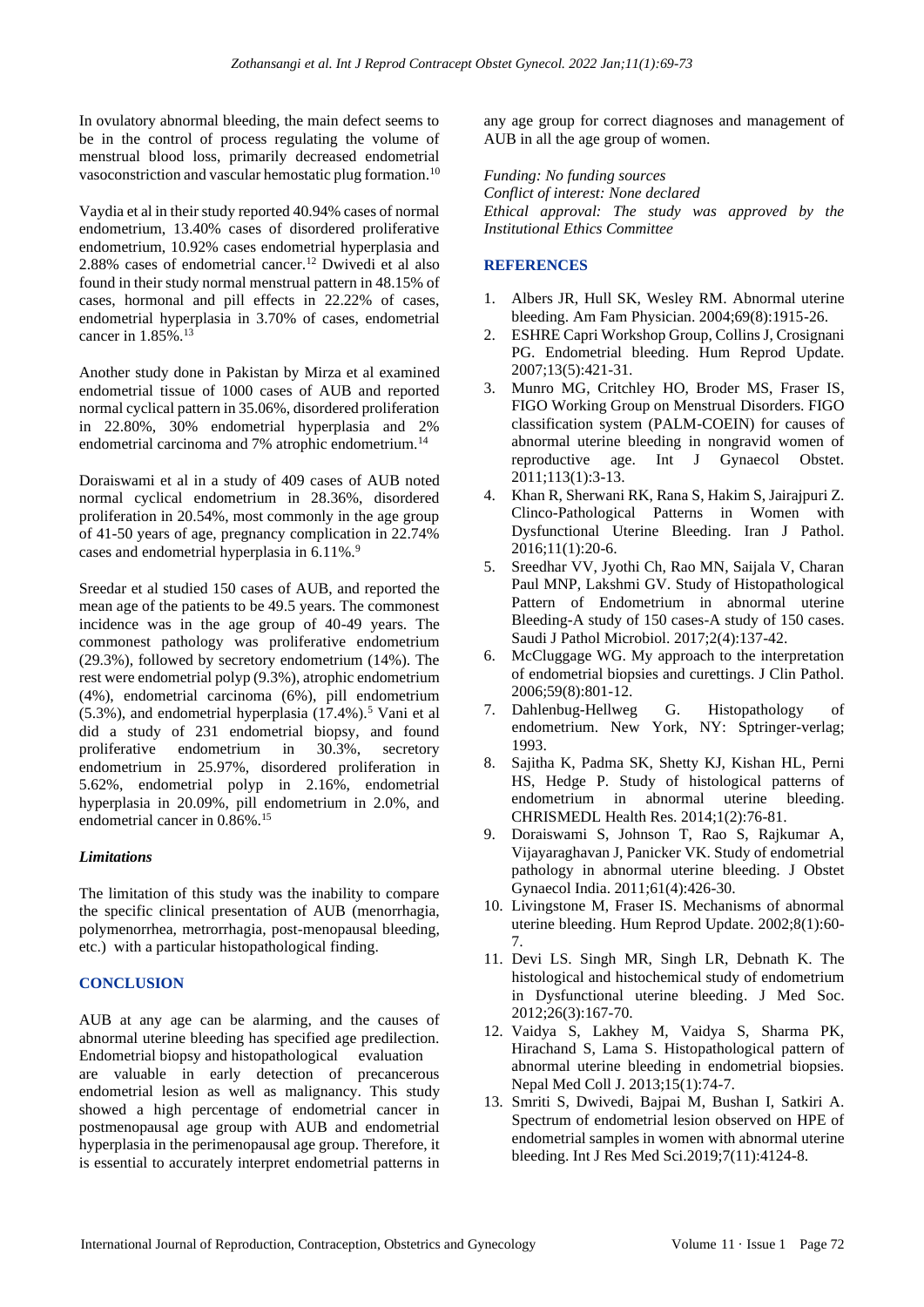In ovulatory abnormal bleeding, the main defect seems to be in the control of process regulating the volume of menstrual blood loss, primarily decreased endometrial vasoconstriction and vascular hemostatic plug formation.[10]

Vaydia et al in their study reported 40.94% cases of normal endometrium, 13.40% cases of disordered proliferative endometrium, 10.92% cases endometrial hyperplasia and 2.88% cases of endometrial cancer.[12] Dwivedi et al also found in their study normal menstrual pattern in 48.15% of cases, hormonal and pill effects in 22.22% of cases, endometrial hyperplasia in 3.70% of cases, endometrial cancer in 1.85%.[13]

Another study done in Pakistan by Mirza et al examined endometrial tissue of 1000 cases of AUB and reported normal cyclical pattern in 35.06%, disordered proliferation in 22.80%, 30% endometrial hyperplasia and 2% endometrial carcinoma and 7% atrophic endometrium.[14]

Doraiswami et al in a study of 409 cases of AUB noted normal cyclical endometrium in 28.36%, disordered proliferation in 20.54%, most commonly in the age group of 41-50 years of age, pregnancy complication in 22.74% cases and endometrial hyperplasia in 6.11%.[9]

Sreedar et al studied 150 cases of AUB, and reported the mean age of the patients to be 49.5 years. The commonest incidence was in the age group of 40-49 years. The commonest pathology was proliferative endometrium (29.3%), followed by secretory endometrium (14%). The rest were endometrial polyp (9.3%), atrophic endometrium (4%), endometrial carcinoma (6%), pill endometrium (5.3%), and endometrial hyperplasia (17.4%).[5] Vani et al did a study of 231 endometrial biopsy, and found proliferative endometrium in 30.3%, secretory endometrium in 25.97%, disordered proliferation in 5.62%, endometrial polyp in 2.16%, endometrial hyperplasia in 20.09%, pill endometrium in 2.0%, and endometrial cancer in 0.86%.[15]

### *Limitations*

The limitation of this study was the inability to compare the specific clinical presentation of AUB (menorrhagia, polymenorrhea, metrorrhagia, post-menopausal bleeding, etc.) with a particular histopathological finding.

## CONCLUSION

AUB at any age can be alarming, and the causes of abnormal uterine bleeding has specified age predilection. Endometrial biopsy and histopathological evaluation are valuable in early detection of precancerous endometrial lesion as well as malignancy. This study showed a high percentage of endometrial cancer in postmenopausal age group with AUB and endometrial hyperplasia in the perimenopausal age group. Therefore, it is essential to accurately interpret endometrial patterns in any age group for correct diagnoses and management of AUB in all the age group of women.

*Funding: No funding sources*
*Conflict of interest: None declared*
*Ethical approval: The study was approved by the Institutional Ethics Committee*

## REFERENCES

1. Albers JR, Hull SK, Wesley RM. Abnormal uterine bleeding. Am Fam Physician. 2004;69(8):1915-26.
2. ESHRE Capri Workshop Group, Collins J, Crosignani PG. Endometrial bleeding. Hum Reprod Update. 2007;13(5):421-31.
3. Munro MG, Critchley HO, Broder MS, Fraser IS, FIGO Working Group on Menstrual Disorders. FIGO classification system (PALM-COEIN) for causes of abnormal uterine bleeding in nongravid women of reproductive age. Int J Gynaecol Obstet. 2011;113(1):3-13.
4. Khan R, Sherwani RK, Rana S, Hakim S, Jairajpuri Z. Clinco-Pathological Patterns in Women with Dysfunctional Uterine Bleeding. Iran J Pathol. 2016;11(1):20-6.
5. Sreedhar VV, Jyothi Ch, Rao MN, Saijala V, Charan Paul MNP, Lakshmi GV. Study of Histopathological Pattern of Endometrium in abnormal uterine Bleeding-A study of 150 cases-A study of 150 cases. Saudi J Pathol Microbiol. 2017;2(4):137-42.
6. McCluggage WG. My approach to the interpretation of endometrial biopsies and curettings. J Clin Pathol. 2006;59(8):801-12.
7. Dahlenbug-Hellweg G. Histopathology of endometrium. New York, NY: Sptringer-verlag; 1993.
8. Sajitha K, Padma SK, Shetty KJ, Kishan HL, Perni HS, Hedge P. Study of histological patterns of endometrium in abnormal uterine bleeding. CHRISMEDL Health Res. 2014;1(2):76-81.
9. Doraiswami S, Johnson T, Rao S, Rajkumar A, Vijayaraghavan J, Panicker VK. Study of endometrial pathology in abnormal uterine bleeding. J Obstet Gynaecol India. 2011;61(4):426-30.
10. Livingstone M, Fraser IS. Mechanisms of abnormal uterine bleeding. Hum Reprod Update. 2002;8(1):60-7.
11. Devi LS. Singh MR, Singh LR, Debnath K. The histological and histochemical study of endometrium in Dysfunctional uterine bleeding. J Med Soc. 2012;26(3):167-70.
12. Vaidya S, Lakhey M, Vaidya S, Sharma PK, Hirachand S, Lama S. Histopathological pattern of abnormal uterine bleeding in endometrial biopsies. Nepal Med Coll J. 2013;15(1):74-7.
13. Smriti S, Dwivedi, Bajpai M, Bushan I, Satkiri A. Spectrum of endometrial lesion observed on HPE of endometrial samples in women with abnormal uterine bleeding. Int J Res Med Sci.2019;7(11):4124-8.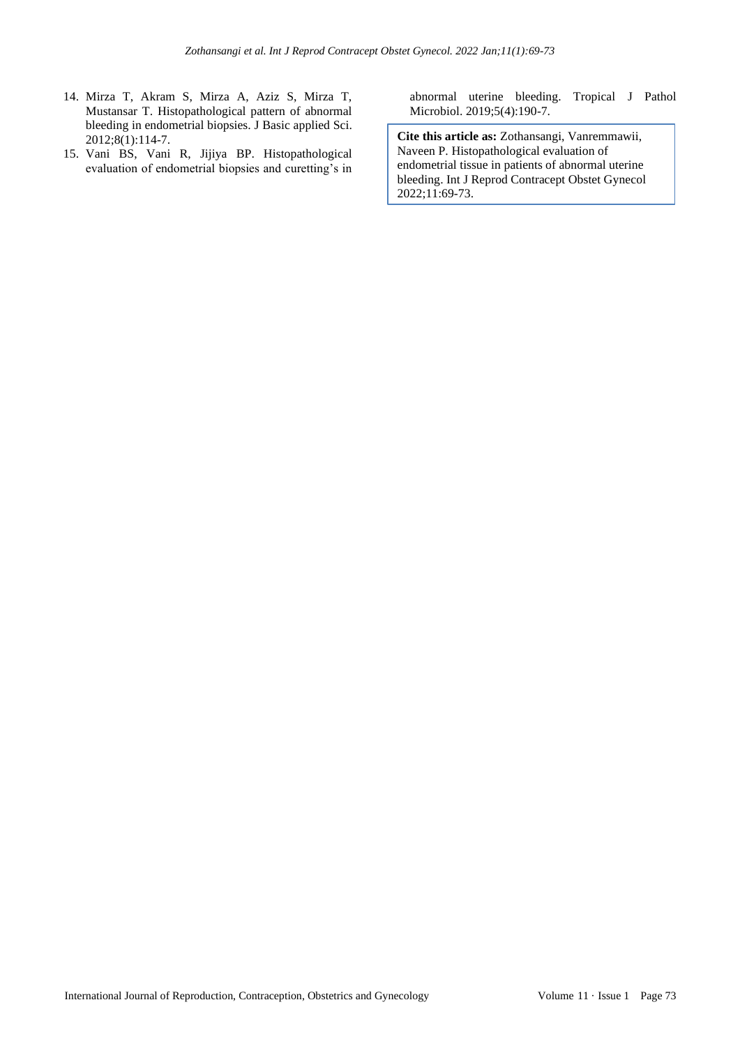14. Mirza T, Akram S, Mirza A, Aziz S, Mirza T, Mustansar T. Histopathological pattern of abnormal bleeding in endometrial biopsies. J Basic applied Sci. 2012;8(1):114-7.
15. Vani BS, Vani R, Jijiya BP. Histopathological evaluation of endometrial biopsies and curetting's in abnormal uterine bleeding. Tropical J Pathol Microbiol. 2019;5(4):190-7.

**Cite this article as:** Zothansangi, Vanremmawii, Naveen P. Histopathological evaluation of endometrial tissue in patients of abnormal uterine bleeding. Int J Reprod Contracept Obstet Gynecol 2022;11:69-73.